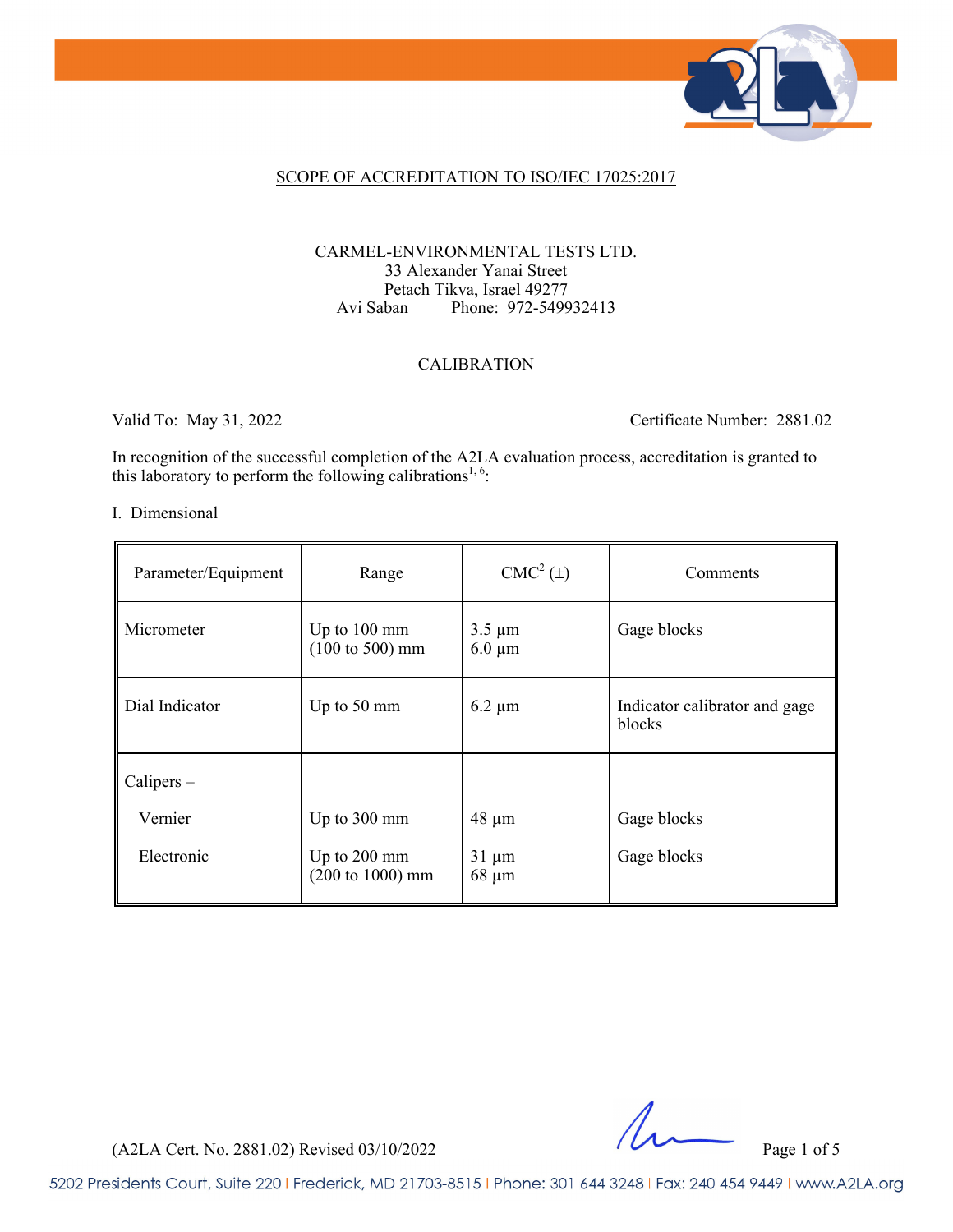SCOPE OF ACCREDITATION TO ISO/IEC 17025:2017

CARMEL-ENVIRONMENTAL TESTS LTD.
33 Alexander Yanai Street
Petach Tikva, Israel 49277
Avi Saban Phone: 972-549932413

CALIBRATION

Valid To: May 31, 2022 Certificate Number: 2881.02

In recognition of the successful completion of the A2LA evaluation process, accreditation is granted to this laboratory to perform the following calibrations[1, 6]:

I. Dimensional

| Parameter/Equipment | Range | CMC[2] (±) | Comments |
|---|---|---|---|
| Micrometer | Up to 100 mm<br>(100 to 500) mm | 3.5 µm<br>6.0 µm | Gage blocks |
| Dial Indicator | Up to 50 mm | 6.2 µm | Indicator calibrator and gage blocks |
| Calipers – | | | |
| Vernier | Up to 300 mm | 48 µm | Gage blocks |
| Electronic | Up to 200 mm<br>(200 to 1000) mm | 31 µm<br>68 µm | Gage blocks |

(A2LA Cert. No. 2881.02) Revised 03/10/2022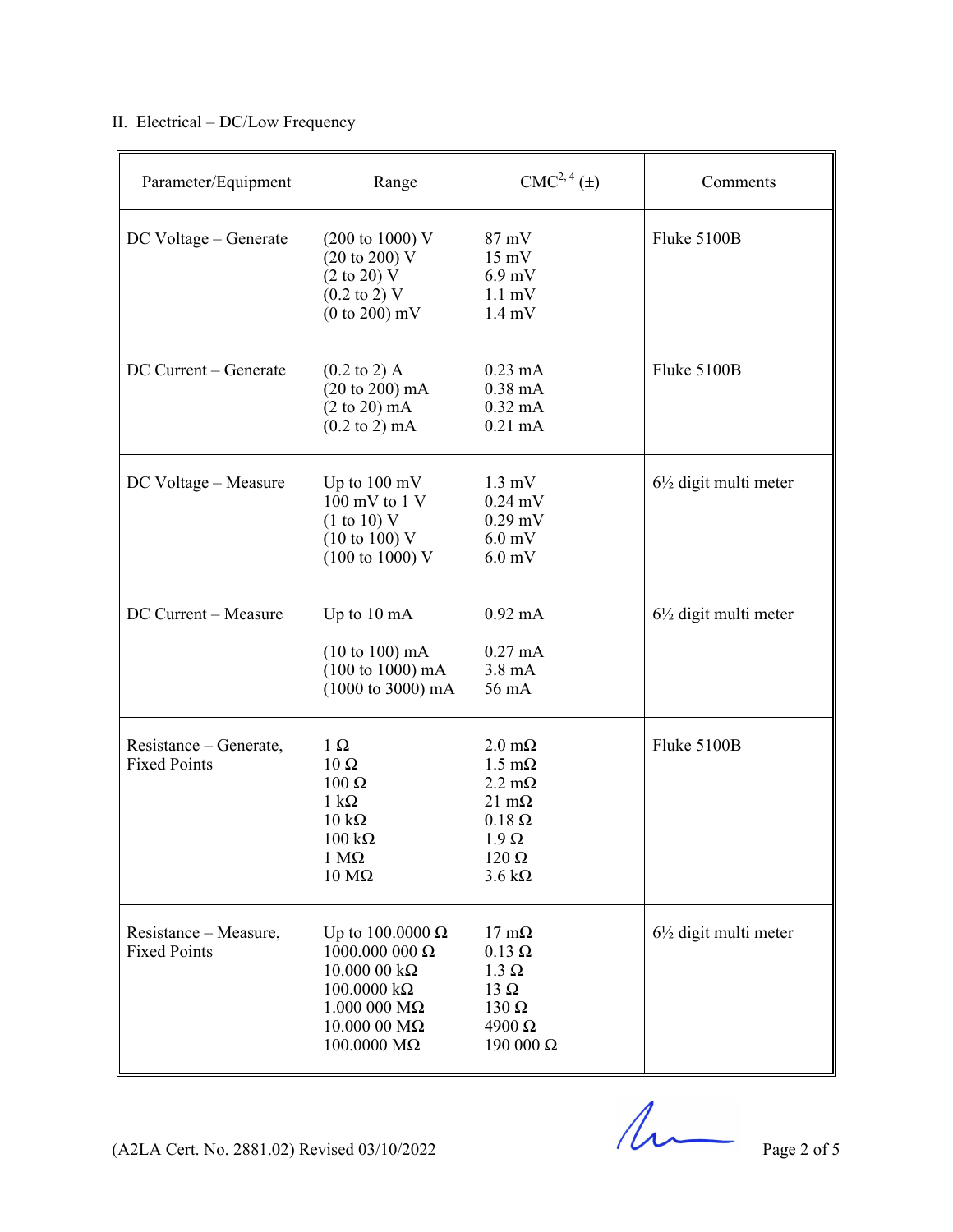II. Electrical – DC/Low Frequency

| Parameter/Equipment | Range | CMC[2, 4] (±) | Comments |
|---|---|---|---|
| DC Voltage – Generate | (200 to 1000) V<br>(20 to 200) V<br>(2 to 20) V<br>(0.2 to 2) V<br>(0 to 200) mV | 87 mV<br>15 mV<br>6.9 mV<br>1.1 mV<br>1.4 mV | Fluke 5100B |
| DC Current – Generate | (0.2 to 2) A<br>(20 to 200) mA<br>(2 to 20) mA<br>(0.2 to 2) mA | 0.23 mA<br>0.38 mA<br>0.32 mA<br>0.21 mA | Fluke 5100B |
| DC Voltage – Measure | Up to 100 mV<br>100 mV to 1 V<br>(1 to 10) V<br>(10 to 100) V<br>(100 to 1000) V | 1.3 mV<br>0.24 mV<br>0.29 mV<br>6.0 mV<br>6.0 mV | 6½ digit multi meter |
| DC Current – Measure | Up to 10 mA<br><br>(10 to 100) mA<br>(100 to 1000) mA<br>(1000 to 3000) mA | 0.92 mA<br><br>0.27 mA<br>3.8 mA<br>56 mA | 6½ digit multi meter |
| Resistance – Generate, Fixed Points | 1 Ω<br>10 Ω<br>100 Ω<br>1 kΩ<br>10 kΩ<br>100 kΩ<br>1 MΩ<br>10 MΩ | 2.0 mΩ<br>1.5 mΩ<br>2.2 mΩ<br>21 mΩ<br>0.18 Ω<br>1.9 Ω<br>120 Ω<br>3.6 kΩ | Fluke 5100B |
| Resistance – Measure, Fixed Points | Up to 100.0000 Ω<br>1000.000 000 Ω<br>10.000 00 kΩ<br>100.0000 kΩ<br>1.000 000 MΩ<br>10.000 00 MΩ<br>100.0000 MΩ | 17 mΩ<br>0.13 Ω<br>1.3 Ω<br>13 Ω<br>130 Ω<br>4900 Ω<br>190 000 Ω | 6½ digit multi meter |

(A2LA Cert. No. 2881.02) Revised 03/10/2022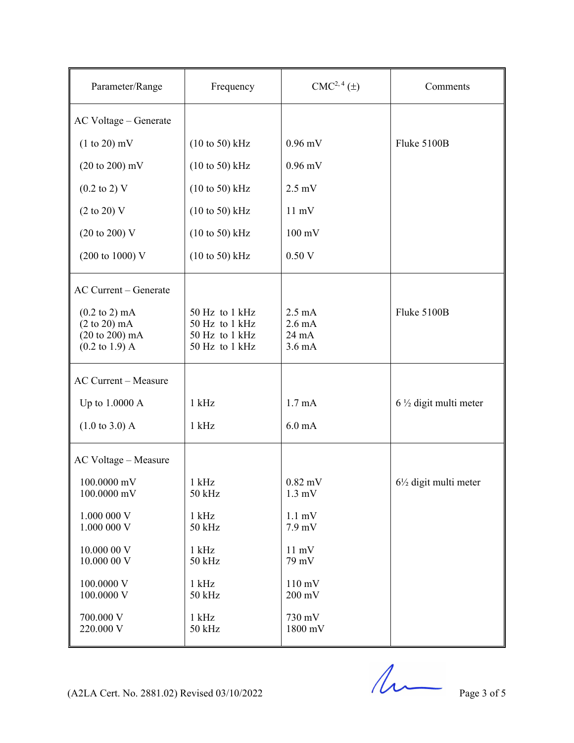| Parameter/Range | Frequency | CMC[2, 4] (±) | Comments |
|---|---|---|---|
| AC Voltage – Generate | | | |
| (1 to 20) mV | (10 to 50) kHz | 0.96 mV | Fluke 5100B |
| (20 to 200) mV | (10 to 50) kHz | 0.96 mV | |
| (0.2 to 2) V | (10 to 50) kHz | 2.5 mV | |
| (2 to 20) V | (10 to 50) kHz | 11 mV | |
| (20 to 200) V | (10 to 50) kHz | 100 mV | |
| (200 to 1000) V | (10 to 50) kHz | 0.50 V | |
| AC Current – Generate | | | |
| (0.2 to 2) mA | 50 Hz to 1 kHz | 2.5 mA | Fluke 5100B |
| (2 to 20) mA | 50 Hz to 1 kHz | 2.6 mA | |
| (20 to 200) mA | 50 Hz to 1 kHz | 24 mA | |
| (0.2 to 1.9) A | 50 Hz to 1 kHz | 3.6 mA | |
| AC Current – Measure | | | |
| Up to 1.0000 A | 1 kHz | 1.7 mA | 6 ½ digit multi meter |
| (1.0 to 3.0) A | 1 kHz | 6.0 mA | |
| AC Voltage – Measure | | | |
| 100.0000 mV | 1 kHz | 0.82 mV | 6½ digit multi meter |
| 100.0000 mV | 50 kHz | 1.3 mV | |
| 1.000 000 V | 1 kHz | 1.1 mV | |
| 1.000 000 V | 50 kHz | 7.9 mV | |
| 10.000 00 V | 1 kHz | 11 mV | |
| 10.000 00 V | 50 kHz | 79 mV | |
| 100.0000 V | 1 kHz | 110 mV | |
| 100.0000 V | 50 kHz | 200 mV | |
| 700.000 V | 1 kHz | 730 mV | |
| 220.000 V | 50 kHz | 1800 mV | |

(A2LA Cert. No. 2881.02) Revised 03/10/2022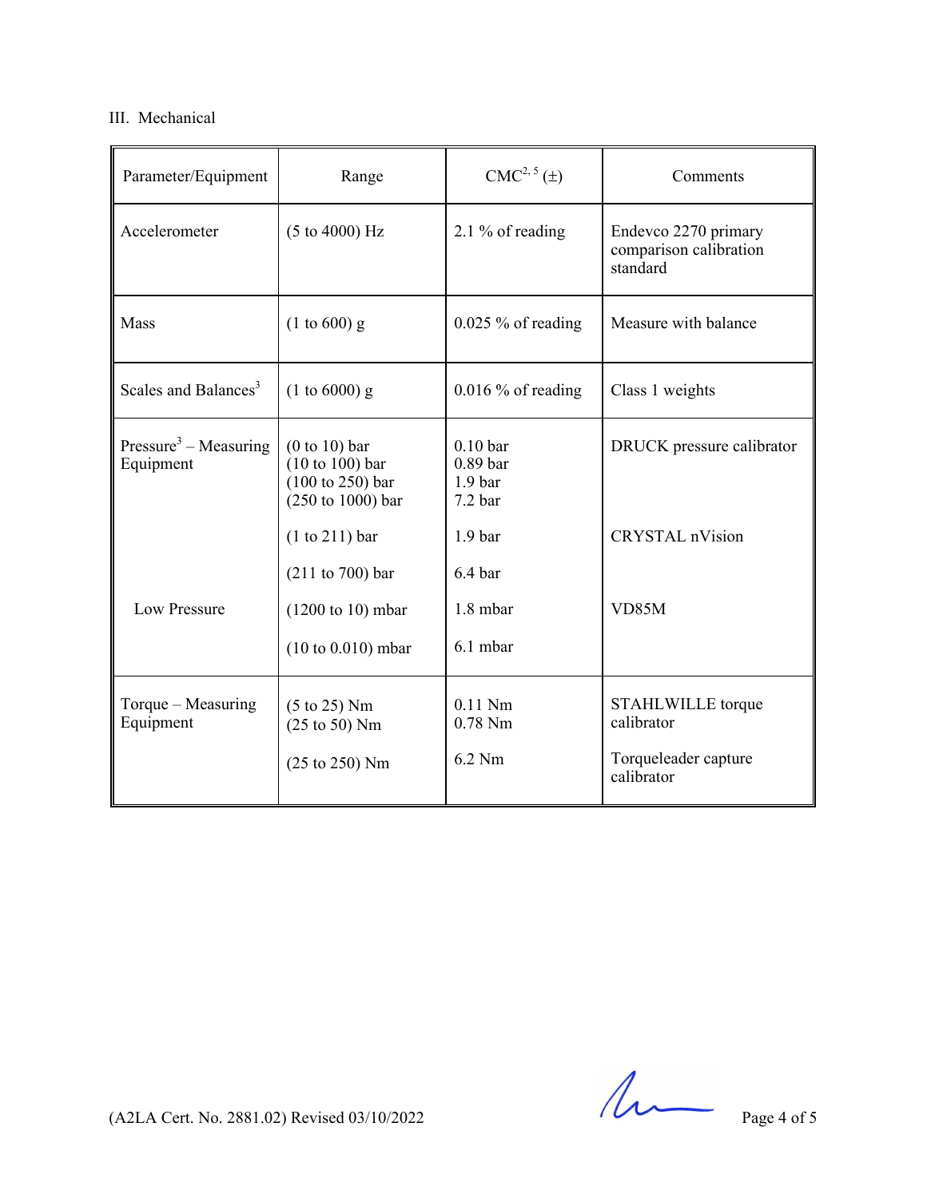III. Mechanical

| Parameter/Equipment | Range | CMC[2, 5] (±) | Comments |
|---|---|---|---|
| Accelerometer | (5 to 4000) Hz | 2.1 % of reading | Endevco 2270 primary comparison calibration standard |
| Mass | (1 to 600) g | 0.025 % of reading | Measure with balance |
| Scales and Balances[3] | (1 to 6000) g | 0.016 % of reading | Class 1 weights |
| Pressure[3] – Measuring Equipment | (0 to 10) bar<br>(10 to 100) bar<br>(100 to 250) bar<br>(250 to 1000) bar | 0.10 bar<br>0.89 bar<br>1.9 bar<br>7.2 bar | DRUCK pressure calibrator |
| | (1 to 211) bar | 1.9 bar | CRYSTAL nVision |
| | (211 to 700) bar | 6.4 bar | |
| Low Pressure | (1200 to 10) mbar | 1.8 mbar | VD85M |
| | (10 to 0.010) mbar | 6.1 mbar | |
| Torque – Measuring Equipment | (5 to 25) Nm<br>(25 to 50) Nm | 0.11 Nm<br>0.78 Nm | STAHLWILLE torque calibrator |
| | (25 to 250) Nm | 6.2 Nm | Torqueleader capture calibrator |

(A2LA Cert. No. 2881.02) Revised 03/10/2022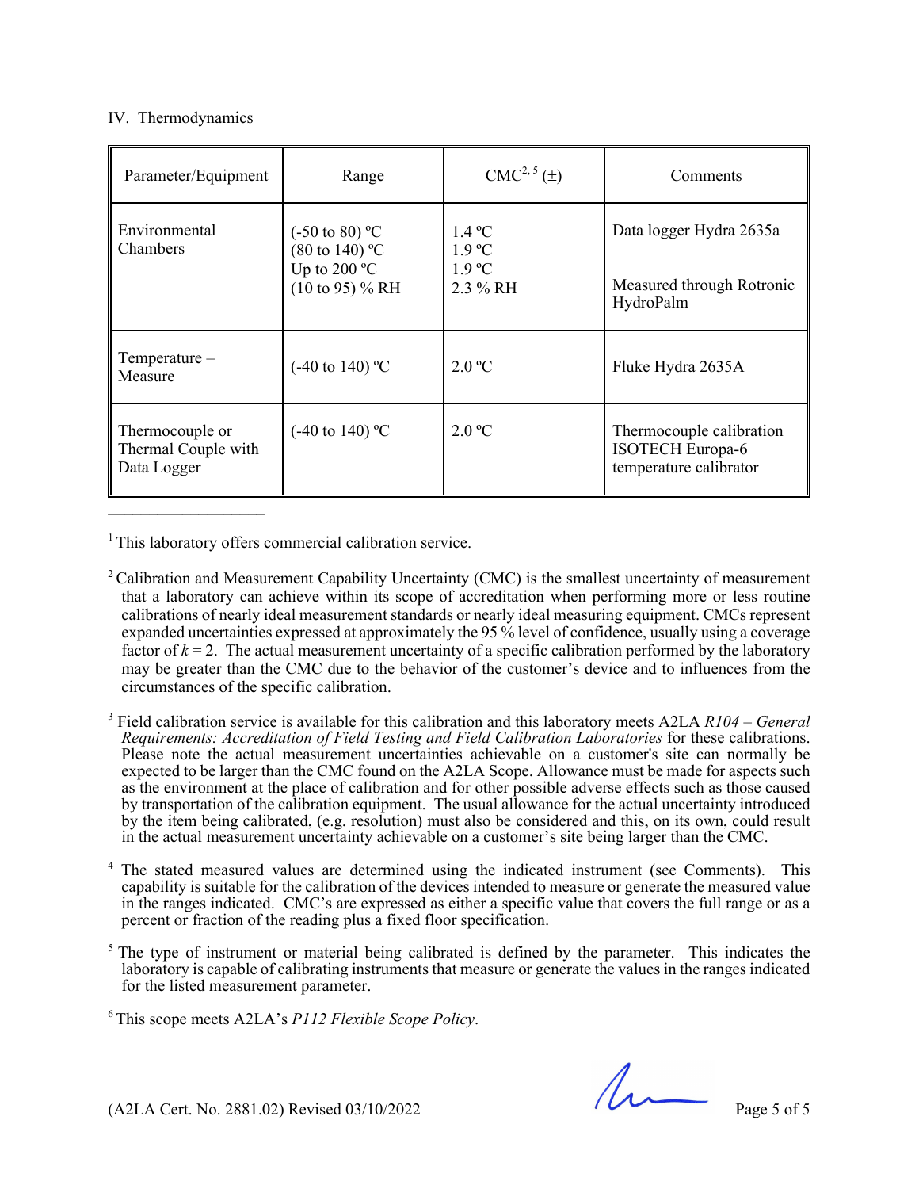IV. Thermodynamics

| Parameter/Equipment | Range | CMC[2, 5] (±) | Comments |
| --- | --- | --- | --- |
| Environmental Chambers | (-50 to 80) ºC<br>(80 to 140) ºC<br>Up to 200 ºC<br>(10 to 95) % RH | 1.4 ºC<br>1.9 ºC<br>1.9 ºC<br>2.3 % RH | Data logger Hydra 2635a<br><br>Measured through Rotronic HydroPalm |
| Temperature – Measure | (-40 to 140) ºC | 2.0 ºC | Fluke Hydra 2635A |
| Thermocouple or Thermal Couple with Data Logger | (-40 to 140) ºC | 2.0 ºC | Thermocouple calibration ISOTECH Europa-6 temperature calibrator |

---

[1] This laboratory offers commercial calibration service.

[2] Calibration and Measurement Capability Uncertainty (CMC) is the smallest uncertainty of measurement that a laboratory can achieve within its scope of accreditation when performing more or less routine calibrations of nearly ideal measurement standards or nearly ideal measuring equipment. CMCs represent expanded uncertainties expressed at approximately the 95 % level of confidence, usually using a coverage factor of $k = 2$. The actual measurement uncertainty of a specific calibration performed by the laboratory may be greater than the CMC due to the behavior of the customer's device and to influences from the circumstances of the specific calibration.

[3] Field calibration service is available for this calibration and this laboratory meets A2LA *R104 – General Requirements: Accreditation of Field Testing and Field Calibration Laboratories* for these calibrations. Please note the actual measurement uncertainties achievable on a customer's site can normally be expected to be larger than the CMC found on the A2LA Scope. Allowance must be made for aspects such as the environment at the place of calibration and for other possible adverse effects such as those caused by transportation of the calibration equipment. The usual allowance for the actual uncertainty introduced by the item being calibrated, (e.g. resolution) must also be considered and this, on its own, could result in the actual measurement uncertainty achievable on a customer's site being larger than the CMC.

[4] The stated measured values are determined using the indicated instrument (see Comments). This capability is suitable for the calibration of the devices intended to measure or generate the measured value in the ranges indicated. CMC's are expressed as either a specific value that covers the full range or as a percent or fraction of the reading plus a fixed floor specification.

[5] The type of instrument or material being calibrated is defined by the parameter. This indicates the laboratory is capable of calibrating instruments that measure or generate the values in the ranges indicated for the listed measurement parameter.

[6] This scope meets A2LA's *P112 Flexible Scope Policy*.

(A2LA Cert. No. 2881.02) Revised 03/10/2022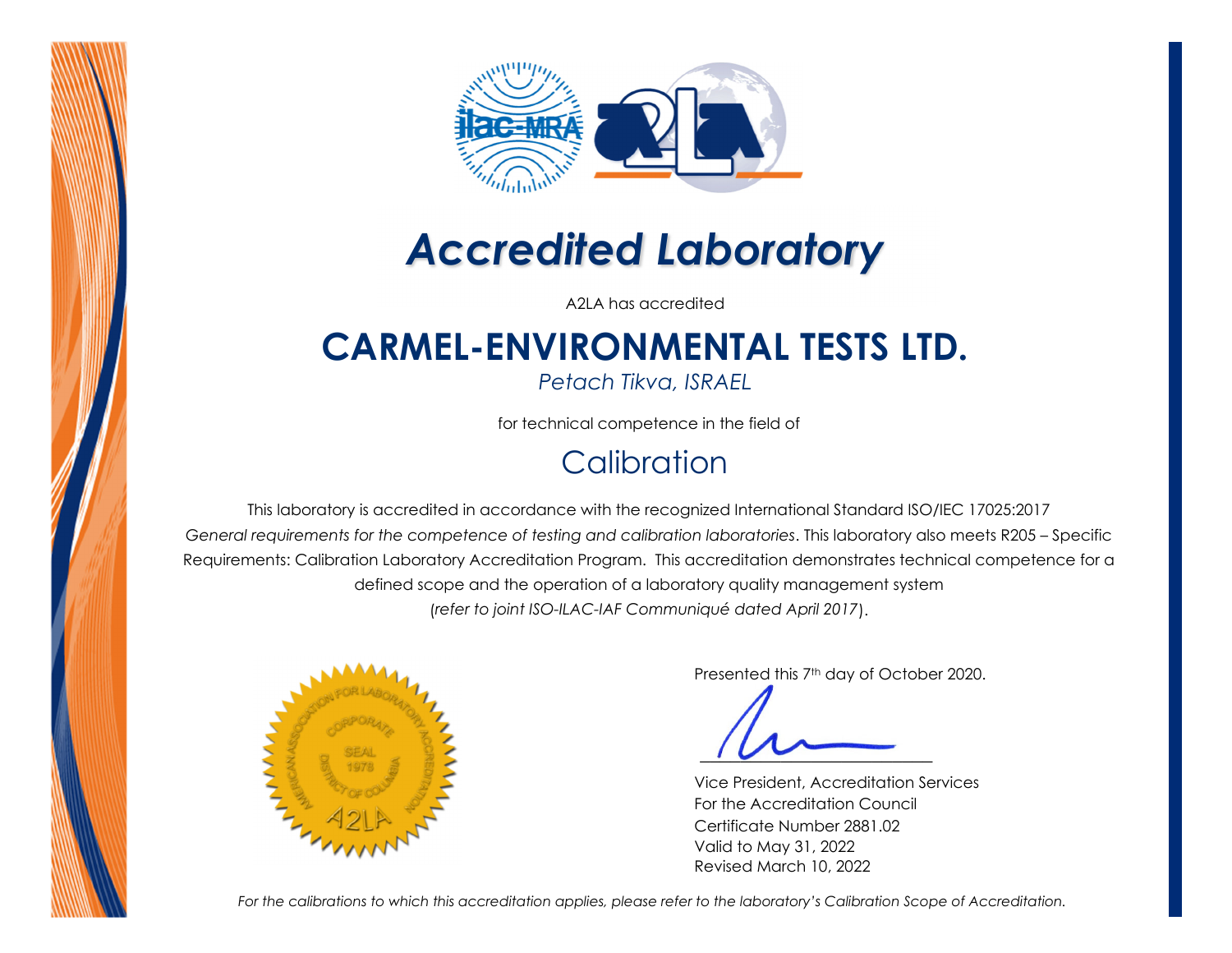# Accredited Laboratory

A2LA has accredited

## CARMEL-ENVIRONMENTAL TESTS LTD.

*Petach Tikva, ISRAEL*

for technical competence in the field of

## Calibration

This laboratory is accredited in accordance with the recognized International Standard ISO/IEC 17025:2017 *General requirements for the competence of testing and calibration laboratories*. This laboratory also meets R205 – Specific Requirements: Calibration Laboratory Accreditation Program. This accreditation demonstrates technical competence for a defined scope and the operation of a laboratory quality management system (*refer to joint ISO-ILAC-IAF Communiqué dated April 2017*).

Presented this 7th day of October 2020.

Vice President, Accreditation Services
For the Accreditation Council
Certificate Number 2881.02
Valid to May 31, 2022
Revised March 10, 2022

*For the calibrations to which this accreditation applies, please refer to the laboratory's Calibration Scope of Accreditation.*